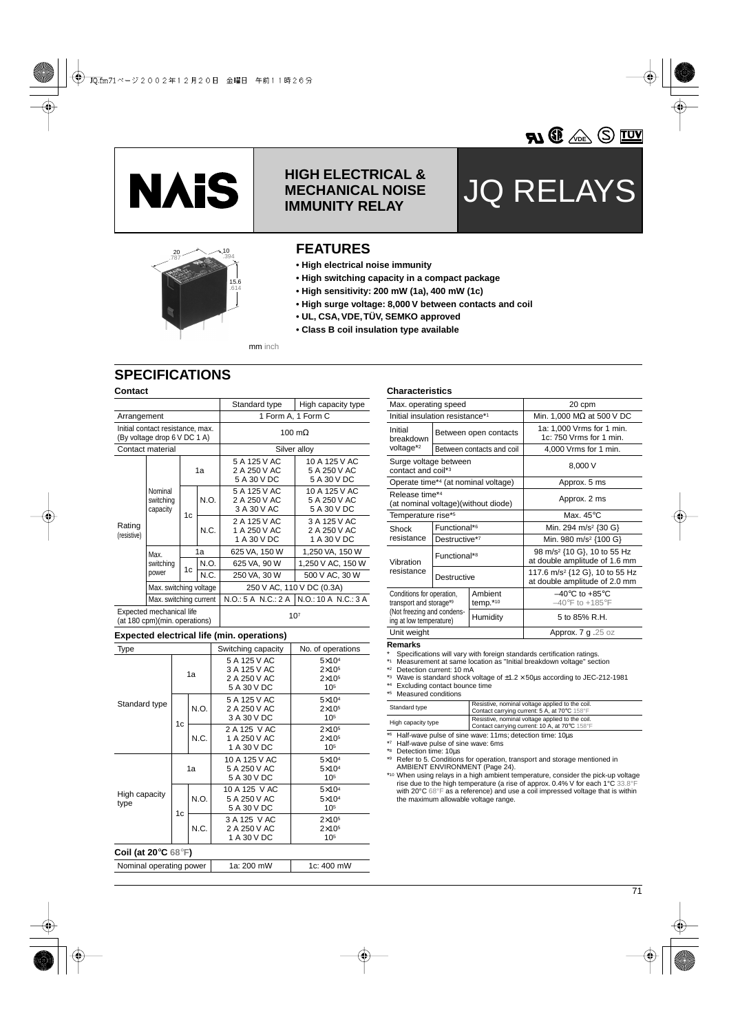# HIGH ELECTRICAL & MECHANICAL NOISE IMMUNITY RELAY

# JQ RELAYS

20 .787 / 10 .394 / 15.6 .614

mm inch

## FEATURES

- **High electrical noise immunity**
- **High switching capacity in a compact package**
- **High sensitivity: 200 mW (1a), 400 mW (1c)**
- **High surge voltage: 8,000 V between contacts and coil**
- **UL, CSA, VDE, TÜV, SEMKO approved**
- **Class B coil insulation type available**

## SPECIFICATIONS

### Contact

| | | | | Standard type | High capacity type |
|---|---|---|---|---|---|
| Arrangement | | | | 1 Form A, 1 Form C | |
| Initial contact resistance, max. (By voltage drop 6 V DC 1 A) | | | | 100 mΩ | |
| Contact material | | | | Silver alloy | |
| Rating (resistive) | Nominal switching capacity | 1a | | 5 A 125 V AC<br>2 A 250 V AC<br>5 A 30 V DC | 10 A 125 V AC<br>5 A 250 V AC<br>5 A 30 V DC |
| | | 1c | N.O. | 5 A 125 V AC<br>2 A 250 V AC<br>3 A 30 V AC | 10 A 125 V AC<br>5 A 250 V AC<br>5 A 30 V DC |
| | | | N.C. | 2 A 125 V AC<br>1 A 250 V AC<br>1 A 30 V DC | 3 A 125 V AC<br>2 A 250 V AC<br>1 A 30 V DC |
| | Max. switching power | 1a | | 625 VA, 150 W | 1,250 VA, 150 W |
| | | 1c | N.O. | 625 VA, 90 W | 1,250 VA AC, 150 W |
| | | | N.C. | 250 VA, 30 W | 500 V AC, 30 W |
| | Max. switching voltage | | | 250 V AC, 110 V DC (0.3A) | |
| | Max. switching current | | | N.O.: 5 A N.C.: 2 A | N.O.: 10 A N.C.: 3 A |
| Expected mechanical life (at 180 cpm)(min. operations) | | | | $10^7$ | |

### Expected electrical life (min. operations)

| Type | | | Switching capacity | No. of operations |
|---|---|---|---|---|
| Standard type | 1a | | 5 A 125 V AC<br>3 A 125 V AC<br>2 A 250 V AC<br>5 A 30 V DC | $5\times10^4$<br>$2\times10^5$<br>$2\times10^5$<br>$10^5$ |
| | 1c | N.O. | 5 A 125 V AC<br>2 A 250 V AC<br>3 A 30 V DC | $5\times10^4$<br>$2\times10^5$<br>$10^5$ |
| | | N.C. | 2 A 125 V AC<br>1 A 250 V AC<br>1 A 30 V DC | $2\times10^5$<br>$2\times10^5$<br>$10^5$ |
| High capacity type | 1a | | 10 A 125 V AC<br>5 A 250 V AC<br>5 A 30 V DC | $5\times10^4$<br>$5\times10^4$<br>$10^5$ |
| | 1c | N.O. | 10 A 125 V AC<br>5 A 250 V AC<br>5 A 30 V DC | $5\times10^4$<br>$5\times10^4$<br>$10^5$ |
| | | N.C. | 3 A 125 V AC<br>2 A 250 V AC<br>1 A 30 V DC | $2\times10^5$<br>$2\times10^5$<br>$10^5$ |

### Coil (at 20°C 68°F)

| Nominal operating power | 1a: 200 mW | 1c: 400 mW |
|---|---|---|

### Characteristics

| | | |
|---|---|---|
| Max. operating speed | | 20 cpm |
| Initial insulation resistance*1 | | Min. 1,000 MΩ at 500 V DC |
| Initial breakdown voltage*2 | Between open contacts | 1a: 1,000 Vrms for 1 min.<br>1c: 750 Vrms for 1 min. |
| | Between contacts and coil | 4,000 Vrms for 1 min. |
| Surge voltage between contact and coil*3 | | 8,000 V |
| Operate time*4 (at nominal voltage) | | Approx. 5 ms |
| Release time*4 (at nominal voltage)(without diode) | | Approx. 2 ms |
| Temperature rise*5 | | Max. 45°C |
| Shock resistance | Functional*6 | Min. 294 m/s² {30 G} |
| | Destructive*7 | Min. 980 m/s² {100 G} |
| Vibration resistance | Functional*8 | 98 m/s² {10 G}, 10 to 55 Hz at double amplitude of 1.6 mm |
| | Destructive | 117.6 m/s² {12 G}, 10 to 55 Hz at double amplitude of 2.0 mm |
| Conditions for operation, transport and storage*9 (Not freezing and condensing at low temperature) | Ambient temp.*10 | –40°C to +85°C<br>–40°F to +185°F |
| | Humidity | 5 to 85% R.H. |
| Unit weight | | Approx. 7 g .25 oz |

**Remarks**

\* Specifications will vary with foreign standards certification ratings.
*1 Measurement at same location as "Initial breakdown voltage" section
*2 Detection current: 10 mA
*3 Wave is standard shock voltage of ±1.2 × 50µs according to JEC-212-1981
*4 Excluding contact bounce time
*5 Measured conditions

| | |
|---|---|
| Standard type | Resistive, nominal voltage applied to the coil. Contact carrying current: 5 A, at 70°C 158°F |
| High capacity type | Resistive, nominal voltage applied to the coil. Contact carrying current: 10 A, at 70°C 158°F |

*6 Half-wave pulse of sine wave: 11ms; detection time: 10µs
*7 Half-wave pulse of sine wave: 6ms
*8 Detection time: 10µs
*9 Refer to 5. Conditions for operation, transport and storage mentioned in AMBIENT ENVIRONMENT (Page 24).
*10 When using relays in a high ambient temperature, consider the pick-up voltage rise due to the high temperature (a rise of approx. 0.4% V for each 1°C 33.8°F with 20°C 68°F as a reference) and use a coil impressed voltage that is within the maximum allowable voltage range.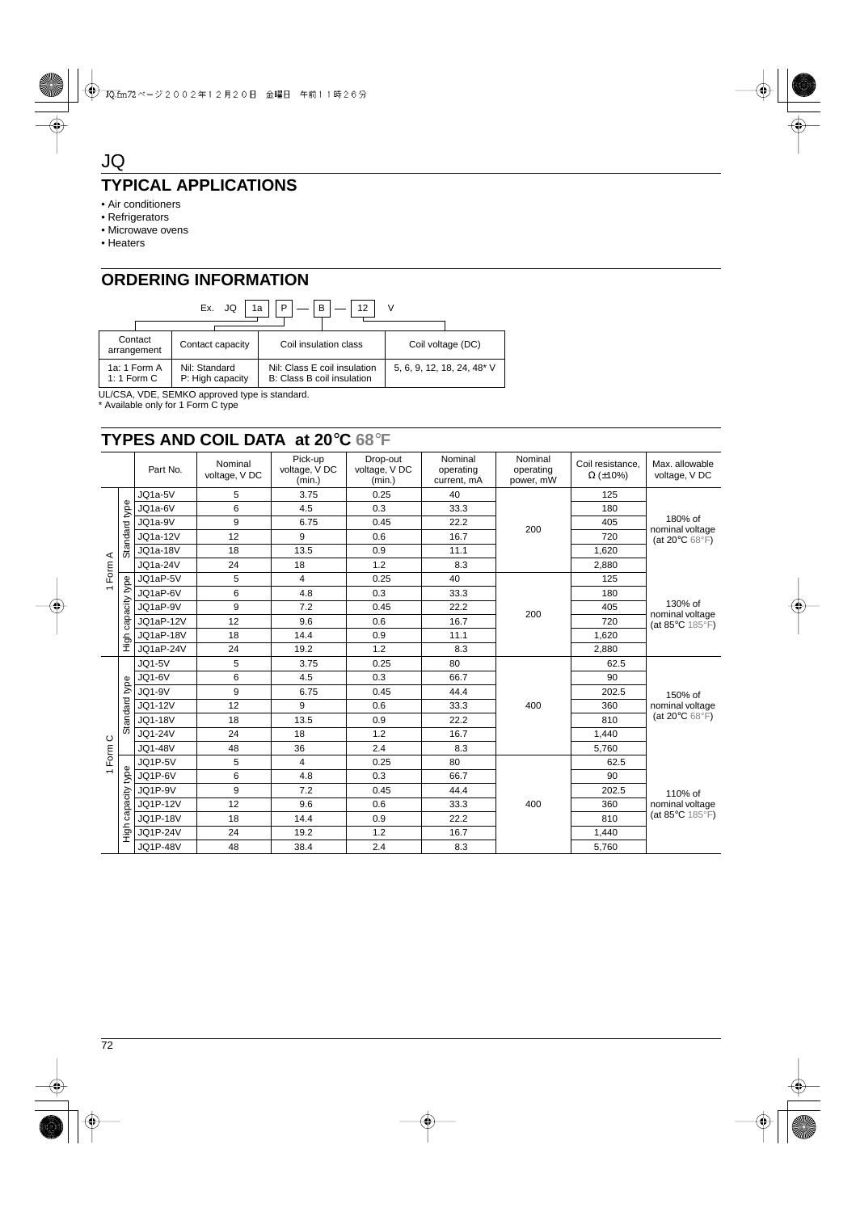# JQ

## TYPICAL APPLICATIONS

- Air conditioners
- Refrigerators
- Microwave ovens
- Heaters

## ORDERING INFORMATION

Ex. JQ | 1a | P | — | B | — | 12 | V

| Contact arrangement | Contact capacity | Coil insulation class | Coil voltage (DC) |
|---|---|---|---|
| 1a: 1 Form A<br>1: 1 Form C | Nil: Standard<br>P: High capacity | Nil: Class E coil insulation<br>B: Class B coil insulation | 5, 6, 9, 12, 18, 24, 48* V |

UL/CSA, VDE, SEMKO approved type is standard.
* Available only for 1 Form C type

## TYPES AND COIL DATA at 20°C 68°F

| | | Part No. | Nominal voltage, V DC | Pick-up voltage, V DC (min.) | Drop-out voltage, V DC (min.) | Nominal operating current, mA | Nominal operating power, mW | Coil resistance, Ω (±10%) | Max. allowable voltage, V DC |
|---|---|---|---|---|---|---|---|---|---|
| 1 Form A | Standard type | JQ1a-5V | 5 | 3.75 | 0.25 | 40 | 200 | 125 | 180% of nominal voltage (at 20°C 68°F) |
| | | JQ1a-6V | 6 | 4.5 | 0.3 | 33.3 | | 180 | |
| | | JQ1a-9V | 9 | 6.75 | 0.45 | 22.2 | | 405 | |
| | | JQ1a-12V | 12 | 9 | 0.6 | 16.7 | | 720 | |
| | | JQ1a-18V | 18 | 13.5 | 0.9 | 11.1 | | 1,620 | |
| | | JQ1a-24V | 24 | 18 | 1.2 | 8.3 | | 2,880 | |
| | High capacity type | JQ1aP-5V | 5 | 4 | 0.25 | 40 | 200 | 125 | 130% of nominal voltage (at 85°C 185°F) |
| | | JQ1aP-6V | 6 | 4.8 | 0.3 | 33.3 | | 180 | |
| | | JQ1aP-9V | 9 | 7.2 | 0.45 | 22.2 | | 405 | |
| | | JQ1aP-12V | 12 | 9.6 | 0.6 | 16.7 | | 720 | |
| | | JQ1aP-18V | 18 | 14.4 | 0.9 | 11.1 | | 1,620 | |
| | | JQ1aP-24V | 24 | 19.2 | 1.2 | 8.3 | | 2,880 | |
| 1 Form C | Standard type | JQ1-5V | 5 | 3.75 | 0.25 | 80 | 400 | 62.5 | 150% of nominal voltage (at 20°C 68°F) |
| | | JQ1-6V | 6 | 4.5 | 0.3 | 66.7 | | 90 | |
| | | JQ1-9V | 9 | 6.75 | 0.45 | 44.4 | | 202.5 | |
| | | JQ1-12V | 12 | 9 | 0.6 | 33.3 | | 360 | |
| | | JQ1-18V | 18 | 13.5 | 0.9 | 22.2 | | 810 | |
| | | JQ1-24V | 24 | 18 | 1.2 | 16.7 | | 1,440 | |
| | | JQ1-48V | 48 | 36 | 2.4 | 8.3 | | 5,760 | |
| | High capacity type | JQ1P-5V | 5 | 4 | 0.25 | 80 | 400 | 62.5 | 110% of nominal voltage (at 85°C 185°F) |
| | | JQ1P-6V | 6 | 4.8 | 0.3 | 66.7 | | 90 | |
| | | JQ1P-9V | 9 | 7.2 | 0.45 | 44.4 | | 202.5 | |
| | | JQ1P-12V | 12 | 9.6 | 0.6 | 33.3 | | 360 | |
| | | JQ1P-18V | 18 | 14.4 | 0.9 | 22.2 | | 810 | |
| | | JQ1P-24V | 24 | 19.2 | 1.2 | 16.7 | | 1,440 | |
| | | JQ1P-48V | 48 | 38.4 | 2.4 | 8.3 | | 5,760 | |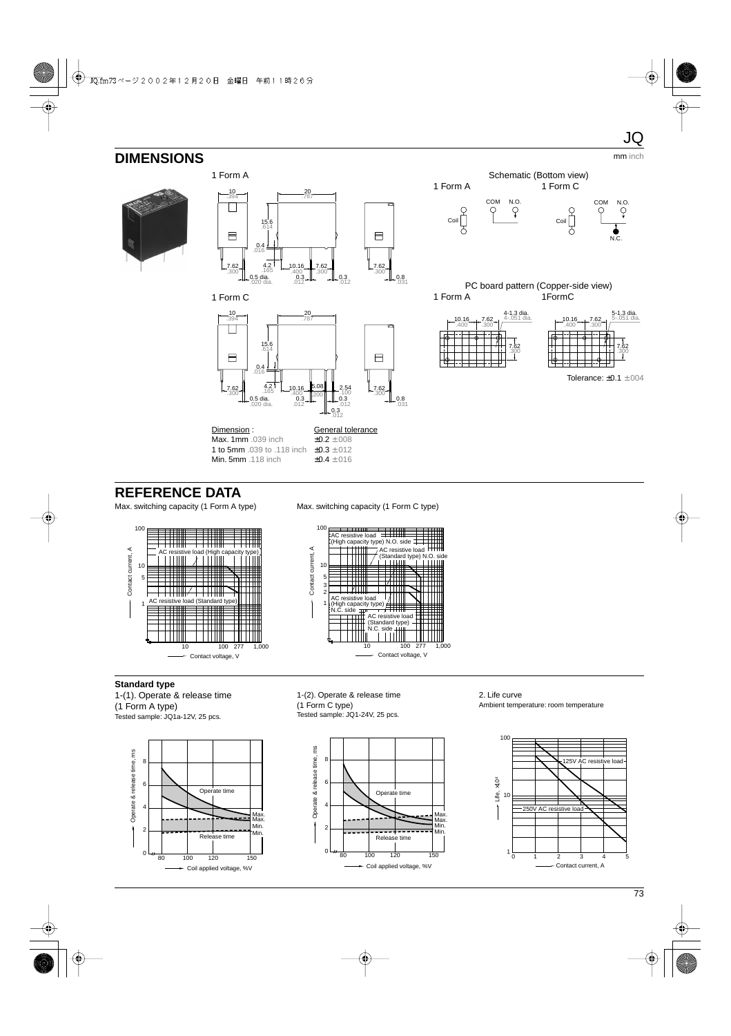## DIMENSIONS

mm inch

1 Form A

1 Form C

Schematic (Bottom view)

1 Form A　　1 Form C

PC board pattern (Copper-side view)

1 Form A　　1FormC

Tolerance: ±0.1 ±.004

| Dimension : | General tolerance |
|---|---|
| Max. 1mm .039 inch | ±0.2 ±.008 |
| 1 to 5mm .039 to .118 inch | ±0.3 ±.012 |
| Min. 5mm .118 inch | ±0.4 ±.016 |

## REFERENCE DATA

Max. switching capacity (1 Form A type)

Max. switching capacity (1 Form C type)

**Standard type**

1-(1). Operate & release time
(1 Form A type)
Tested sample: JQ1a-12V, 25 pcs.

1-(2). Operate & release time
(1 Form C type)
Tested sample: JQ1-24V, 25 pcs.

2. Life curve
Ambient temperature: room temperature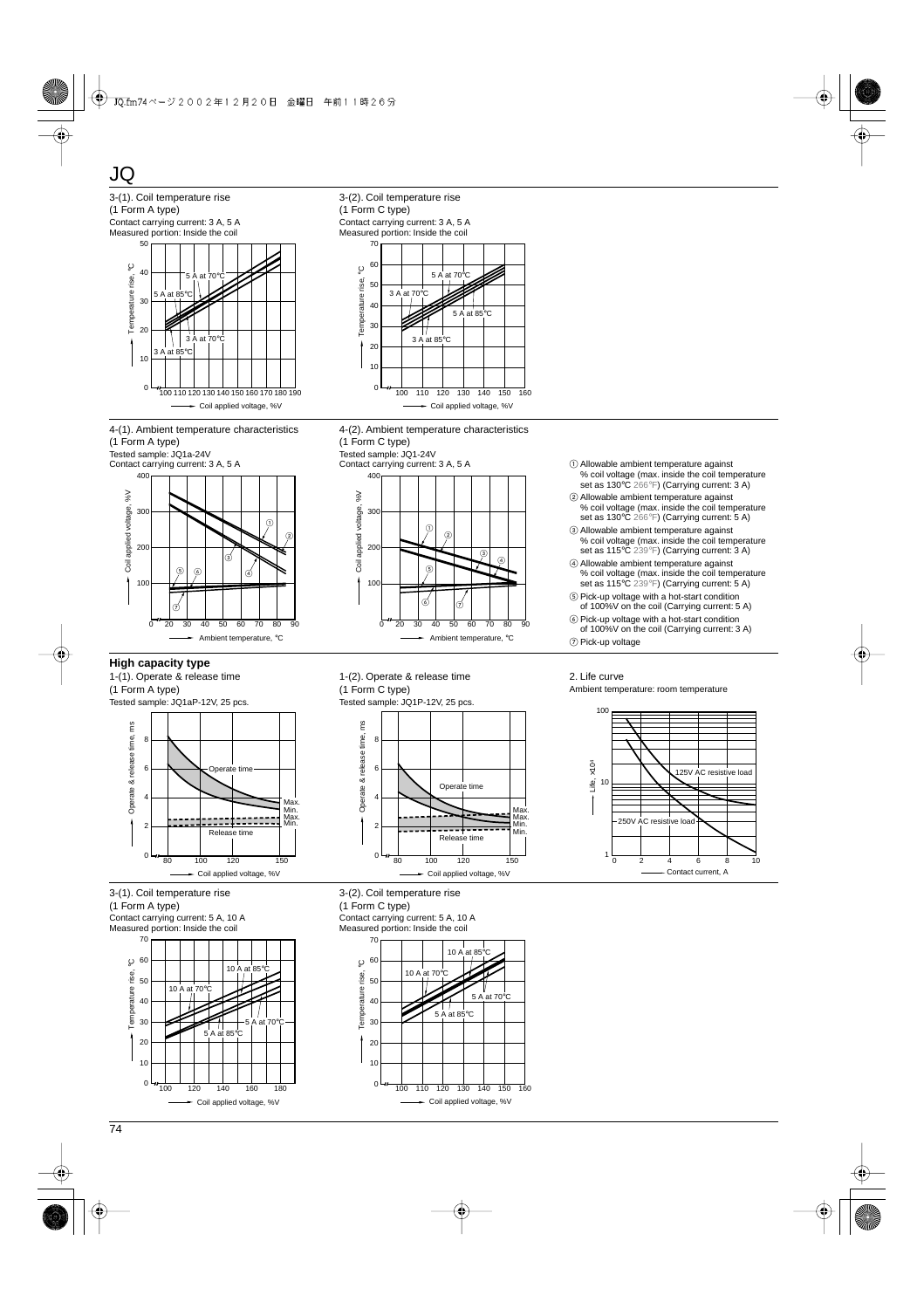# JQ

3-(1). Coil temperature rise
(1 Form A type)
Contact carrying current: 3 A, 5 A
Measured portion: Inside the coil

3-(2). Coil temperature rise
(1 Form C type)
Contact carrying current: 3 A, 5 A
Measured portion: Inside the coil

4-(1). Ambient temperature characteristics
(1 Form A type)
Tested sample: JQ1a-24V
Contact carrying current: 3 A, 5 A

4-(2). Ambient temperature characteristics
(1 Form C type)
Tested sample: JQ1-24V
Contact carrying current: 3 A, 5 A

① Allowable ambient temperature against % coil voltage (max. inside the coil temperature set as 130℃ 266°F) (Carrying current: 3 A)
② Allowable ambient temperature against % coil voltage (max. inside the coil temperature set as 130℃ 266°F) (Carrying current: 5 A)
③ Allowable ambient temperature against % coil voltage (max. inside the coil temperature set as 115℃ 239°F) (Carrying current: 3 A)
④ Allowable ambient temperature against % coil voltage (max. inside the coil temperature set as 115℃ 239°F) (Carrying current: 5 A)
⑤ Pick-up voltage with a hot-start condition of 100%V on the coil (Carrying current: 5 A)
⑥ Pick-up voltage with a hot-start condition of 100%V on the coil (Carrying current: 3 A)
⑦ Pick-up voltage

## High capacity type

1-(1). Operate & release time
(1 Form A type)
Tested sample: JQ1aP-12V, 25 pcs.

1-(2). Operate & release time
(1 Form C type)
Tested sample: JQ1P-12V, 25 pcs.

2. Life curve
Ambient temperature: room temperature

3-(1). Coil temperature rise
(1 Form A type)
Contact carrying current: 5 A, 10 A
Measured portion: Inside the coil

3-(2). Coil temperature rise
(1 Form C type)
Contact carrying current: 5 A, 10 A
Measured portion: Inside the coil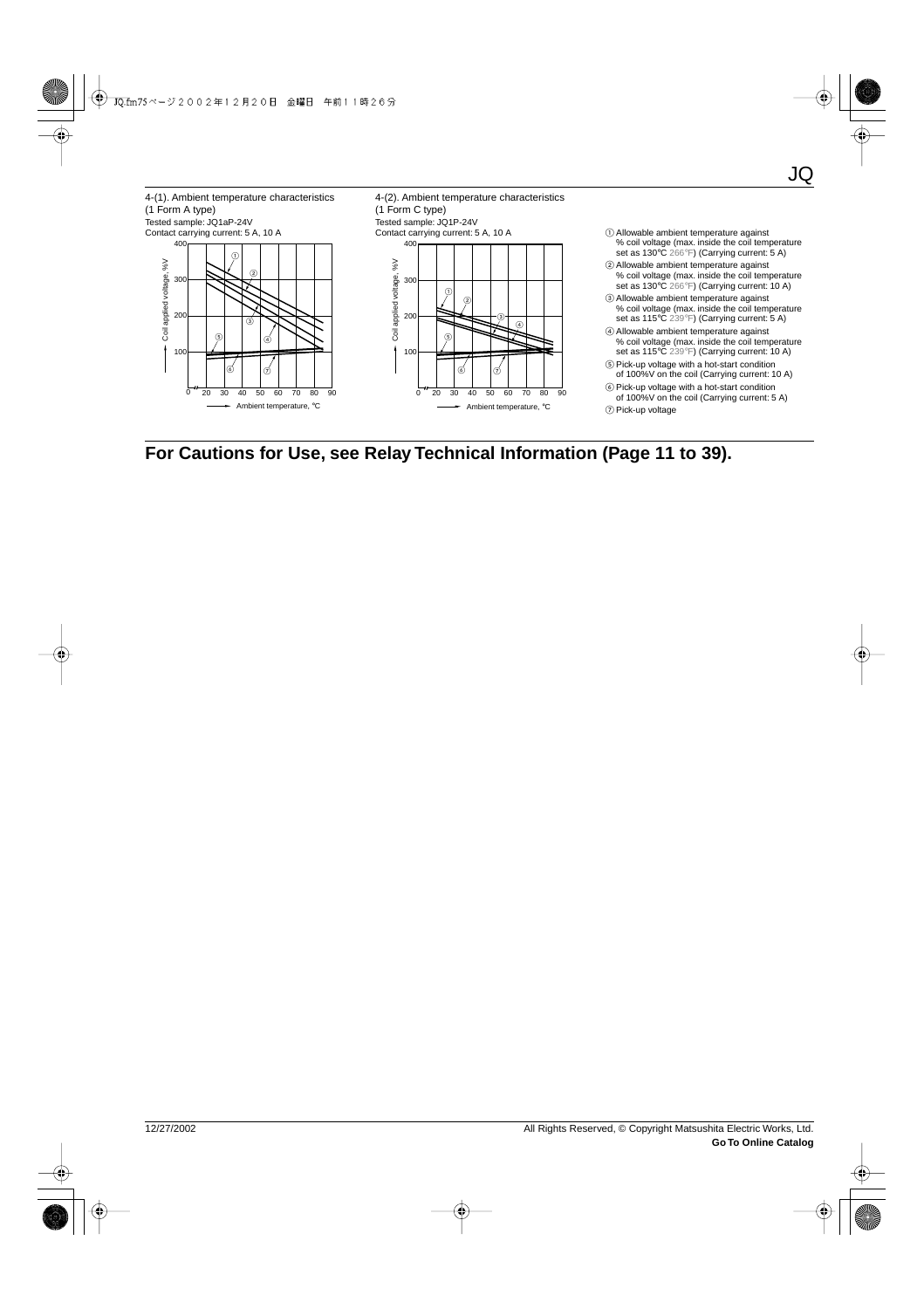4-(1). Ambient temperature characteristics (1 Form A type)
Tested sample: JQ1aP-24V
Contact carrying current: 5 A, 10 A

Coil applied voltage, %V
400
300
200
100
0
20 30 40 50 60 70 80 90
Ambient temperature, °C
①
②
③
④
⑤
⑥
⑦

4-(2). Ambient temperature characteristics (1 Form C type)
Tested sample: JQ1P-24V
Contact carrying current: 5 A, 10 A

Coil applied voltage, %V
400
300
200
100
0
20 30 40 50 60 70 80 90
Ambient temperature, °C
①
②
③
④
⑤
⑥
⑦

① Allowable ambient temperature against % coil voltage (max. inside the coil temperature set as 130°C 266°F) (Carrying current: 5 A)
② Allowable ambient temperature against % coil voltage (max. inside the coil temperature set as 130°C 266°F) (Carrying current: 10 A)
③ Allowable ambient temperature against % coil voltage (max. inside the coil temperature set as 115°C 239°F) (Carrying current: 5 A)
④ Allowable ambient temperature against % coil voltage (max. inside the coil temperature set as 115°C 239°F) (Carrying current: 10 A)
⑤ Pick-up voltage with a hot-start condition of 100%V on the coil (Carrying current: 10 A)
⑥ Pick-up voltage with a hot-start condition of 100%V on the coil (Carrying current: 5 A)
⑦ Pick-up voltage

## For Cautions for Use, see Relay Technical Information (Page 11 to 39).